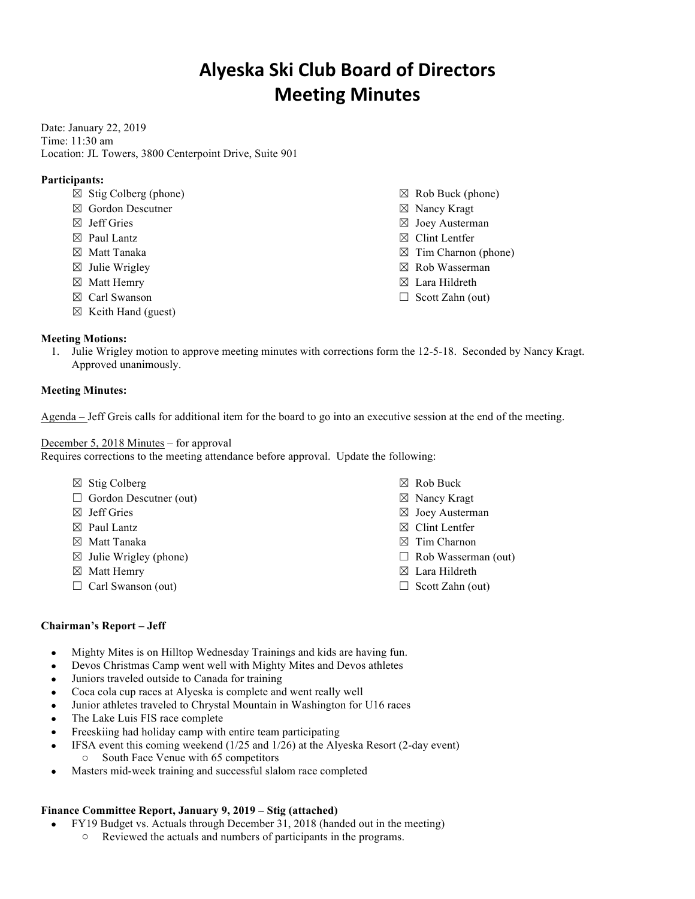# Alyeska Ski Club Board of Directors
# Meeting Minutes

Date: January 22, 2019
Time: 11:30 am
Location: JL Towers, 3800 Centerpoint Drive, Suite 901

**Participants:**

- ☒ Stig Colberg (phone)
- ☒ Gordon Descutner
- ☒ Jeff Gries
- ☒ Paul Lantz
- ☒ Matt Tanaka
- ☒ Julie Wrigley
- ☒ Matt Hemry
- ☒ Carl Swanson
- ☒ Keith Hand (guest)
- ☒ Rob Buck (phone)
- ☒ Nancy Kragt
- ☒ Joey Austerman
- ☒ Clint Lentfer
- ☒ Tim Charnon (phone)
- ☒ Rob Wasserman
- ☒ Lara Hildreth
- ☐ Scott Zahn (out)

**Meeting Motions:**

1. Julie Wrigley motion to approve meeting minutes with corrections form the 12-5-18. Seconded by Nancy Kragt. Approved unanimously.

**Meeting Minutes:**

Agenda – Jeff Greis calls for additional item for the board to go into an executive session at the end of the meeting.

December 5, 2018 Minutes – for approval
Requires corrections to the meeting attendance before approval. Update the following:

- ☒ Stig Colberg
- ☐ Gordon Descutner (out)
- ☒ Jeff Gries
- ☒ Paul Lantz
- ☒ Matt Tanaka
- ☒ Julie Wrigley (phone)
- ☒ Matt Hemry
- ☐ Carl Swanson (out)
- ☒ Rob Buck
- ☒ Nancy Kragt
- ☒ Joey Austerman
- ☒ Clint Lentfer
- ☒ Tim Charnon
- ☐ Rob Wasserman (out)
- ☒ Lara Hildreth
- ☐ Scott Zahn (out)

**Chairman's Report – Jeff**

- Mighty Mites is on Hilltop Wednesday Trainings and kids are having fun.
- Devos Christmas Camp went well with Mighty Mites and Devos athletes
- Juniors traveled outside to Canada for training
- Coca cola cup races at Alyeska is complete and went really well
- Junior athletes traveled to Chrystal Mountain in Washington for U16 races
- The Lake Luis FIS race complete
- Freeskiing had holiday camp with entire team participating
- IFSA event this coming weekend (1/25 and 1/26) at the Alyeska Resort (2-day event)
  - South Face Venue with 65 competitors
- Masters mid-week training and successful slalom race completed

**Finance Committee Report, January 9, 2019 – Stig (attached)**

- FY19 Budget vs. Actuals through December 31, 2018 (handed out in the meeting)
  - Reviewed the actuals and numbers of participants in the programs.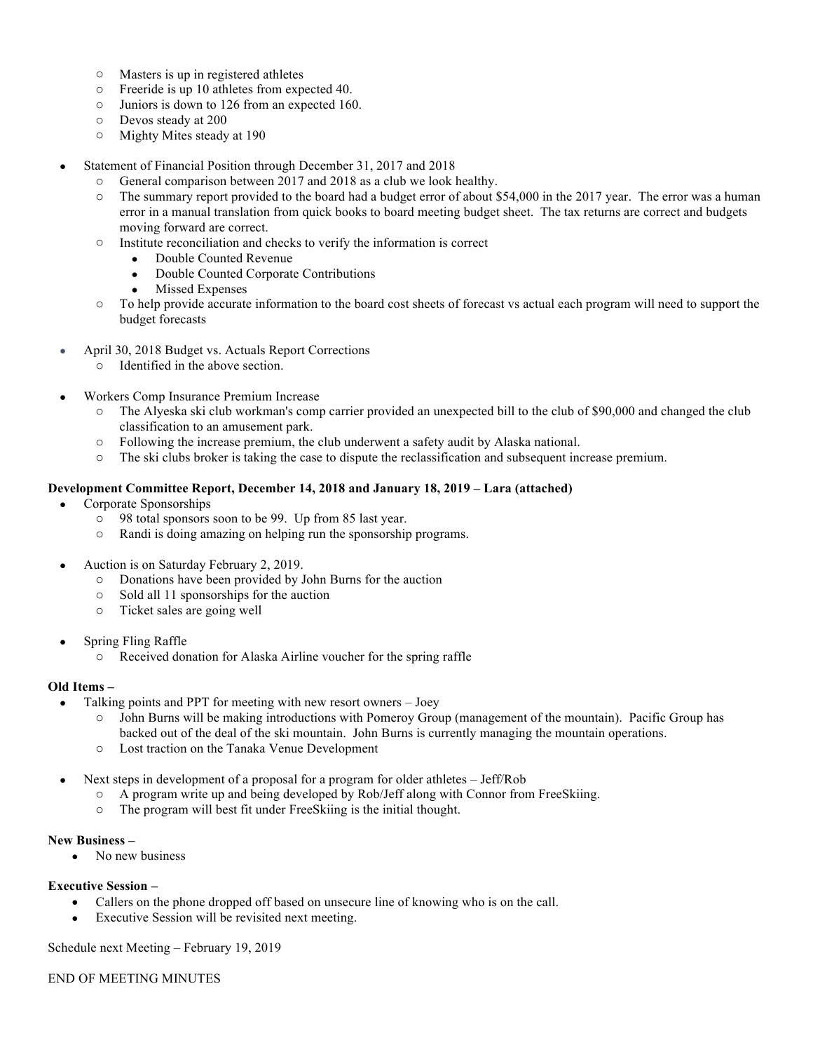- Masters is up in registered athletes
  - Freeride is up 10 athletes from expected 40.
  - Juniors is down to 126 from an expected 160.
  - Devos steady at 200
  - Mighty Mites steady at 190

- Statement of Financial Position through December 31, 2017 and 2018
  - General comparison between 2017 and 2018 as a club we look healthy.
  - The summary report provided to the board had a budget error of about $54,000 in the 2017 year. The error was a human error in a manual translation from quick books to board meeting budget sheet. The tax returns are correct and budgets moving forward are correct.
  - Institute reconciliation and checks to verify the information is correct
    - Double Counted Revenue
    - Double Counted Corporate Contributions
    - Missed Expenses
  - To help provide accurate information to the board cost sheets of forecast vs actual each program will need to support the budget forecasts

- April 30, 2018 Budget vs. Actuals Report Corrections
  - Identified in the above section.

- Workers Comp Insurance Premium Increase
  - The Alyeska ski club workman's comp carrier provided an unexpected bill to the club of $90,000 and changed the club classification to an amusement park.
  - Following the increase premium, the club underwent a safety audit by Alaska national.
  - The ski clubs broker is taking the case to dispute the reclassification and subsequent increase premium.

**Development Committee Report, December 14, 2018 and January 18, 2019 – Lara (attached)**

- Corporate Sponsorships
  - 98 total sponsors soon to be 99. Up from 85 last year.
  - Randi is doing amazing on helping run the sponsorship programs.

- Auction is on Saturday February 2, 2019.
  - Donations have been provided by John Burns for the auction
  - Sold all 11 sponsorships for the auction
  - Ticket sales are going well

- Spring Fling Raffle
  - Received donation for Alaska Airline voucher for the spring raffle

**Old Items –**

- Talking points and PPT for meeting with new resort owners – Joey
  - John Burns will be making introductions with Pomeroy Group (management of the mountain). Pacific Group has backed out of the deal of the ski mountain. John Burns is currently managing the mountain operations.
  - Lost traction on the Tanaka Venue Development

- Next steps in development of a proposal for a program for older athletes – Jeff/Rob
  - A program write up and being developed by Rob/Jeff along with Connor from FreeSkiing.
  - The program will best fit under FreeSkiing is the initial thought.

**New Business –**

- No new business

**Executive Session –**

- Callers on the phone dropped off based on unsecure line of knowing who is on the call.
- Executive Session will be revisited next meeting.

Schedule next Meeting – February 19, 2019

END OF MEETING MINUTES